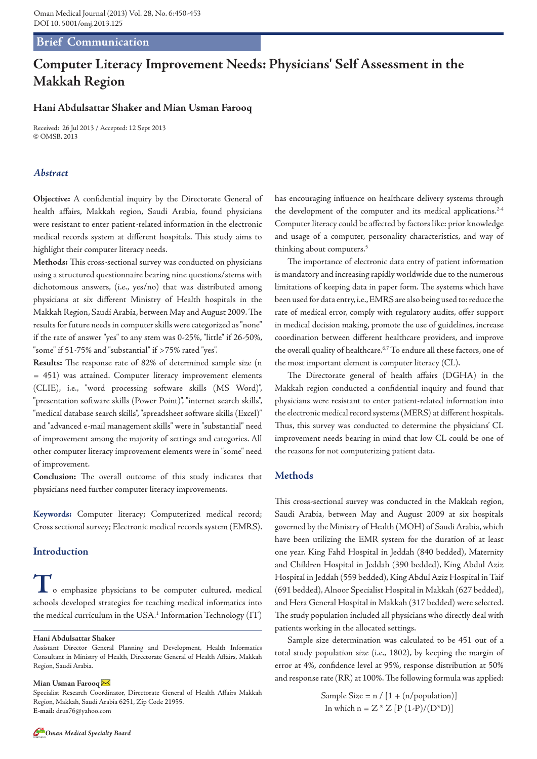Brief Communication

# Computer Literacy Improvement Needs: Physicians' Self Assessment in the Makkah Region

**Hani Abdulsattar Shaker and Mian Usman Farooq**

Received: 26 Jul 2013 / Accepted: 12 Sept 2013
© OMSB, 2013

## *Abstract*

**Objective:** A confidential inquiry by the Directorate General of health affairs, Makkah region, Saudi Arabia, found physicians were resistant to enter patient-related information in the electronic medical records system at different hospitals. This study aims to highlight their computer literacy needs.

**Methods:** This cross-sectional survey was conducted on physicians using a structured questionnaire bearing nine questions/stems with dichotomous answers, (i.e., yes/no) that was distributed among physicians at six different Ministry of Health hospitals in the Makkah Region, Saudi Arabia, between May and August 2009. The results for future needs in computer skills were categorized as "none" if the rate of answer "yes" to any stem was 0-25%, "little" if 26-50%, "some" if 51-75% and "substantial" if >75% rated "yes".

**Results:** The response rate of 82% of determined sample size (n = 451) was attained. Computer literacy improvement elements (CLIE), i.e., "word processing software skills (MS Word)", "presentation software skills (Power Point)", "internet search skills", "medical database search skills", "spreadsheet software skills (Excel)" and "advanced e-mail management skills" were in "substantial" need of improvement among the majority of settings and categories. All other computer literacy improvement elements were in "some" need of improvement.

**Conclusion:** The overall outcome of this study indicates that physicians need further computer literacy improvements.

**Keywords:** Computer literacy; Computerized medical record; Cross sectional survey; Electronic medical records system (EMRS).

## Introduction

To emphasize physicians to be computer cultured, medical schools developed strategies for teaching medical informatics into the medical curriculum in the USA.[1] Information Technology (IT) has encouraging influence on healthcare delivery systems through the development of the computer and its medical applications.[2-4] Computer literacy could be affected by factors like: prior knowledge and usage of a computer, personality characteristics, and way of thinking about computers.[5]

The importance of electronic data entry of patient information is mandatory and increasing rapidly worldwide due to the numerous limitations of keeping data in paper form. The systems which have been used for data entry, i.e., EMRS are also being used to: reduce the rate of medical error, comply with regulatory audits, offer support in medical decision making, promote the use of guidelines, increase coordination between different healthcare providers, and improve the overall quality of healthcare.[6,7] To endure all these factors, one of the most important element is computer literacy (CL).

The Directorate general of health affairs (DGHA) in the Makkah region conducted a confidential inquiry and found that physicians were resistant to enter patient-related information into the electronic medical record systems (MERS) at different hospitals. Thus, this survey was conducted to determine the physicians' CL improvement needs bearing in mind that low CL could be one of the reasons for not computerizing patient data.

## Methods

This cross-sectional survey was conducted in the Makkah region, Saudi Arabia, between May and August 2009 at six hospitals governed by the Ministry of Health (MOH) of Saudi Arabia, which have been utilizing the EMR system for the duration of at least one year. King Fahd Hospital in Jeddah (840 bedded), Maternity and Children Hospital in Jeddah (390 bedded), King Abdul Aziz Hospital in Jeddah (559 bedded), King Abdul Aziz Hospital in Taif (691 bedded), Alnoor Specialist Hospital in Makkah (627 bedded), and Hera General Hospital in Makkah (317 bedded) were selected. The study population included all physicians who directly deal with patients working in the allocated settings.

Sample size determination was calculated to be 451 out of a total study population size (i.e., 1802), by keeping the margin of error at 4%, confidence level at 95%, response distribution at 50% and response rate (RR) at 100%. The following formula was applied:

$$\text{Sample Size} = n / [1 + (n/\text{population})]$$
$$\text{In which } n = Z * Z \, [P \, (1\text{-}P)/(D*D)]$$

---

**Hani Abdulsattar Shaker**
Assistant Director General Planning and Development, Health Informatics Consultant in Ministry of Health, Directorate General of Health Affairs, Makkah Region, Saudi Arabia.

**Mian Usman Farooq**
Specialist Research Coordinator, Directorate General of Health Affairs Makkah Region, Makkah, Saudi Arabia 6251, Zip Code 21955.
**E-mail:** drus76@yahoo.com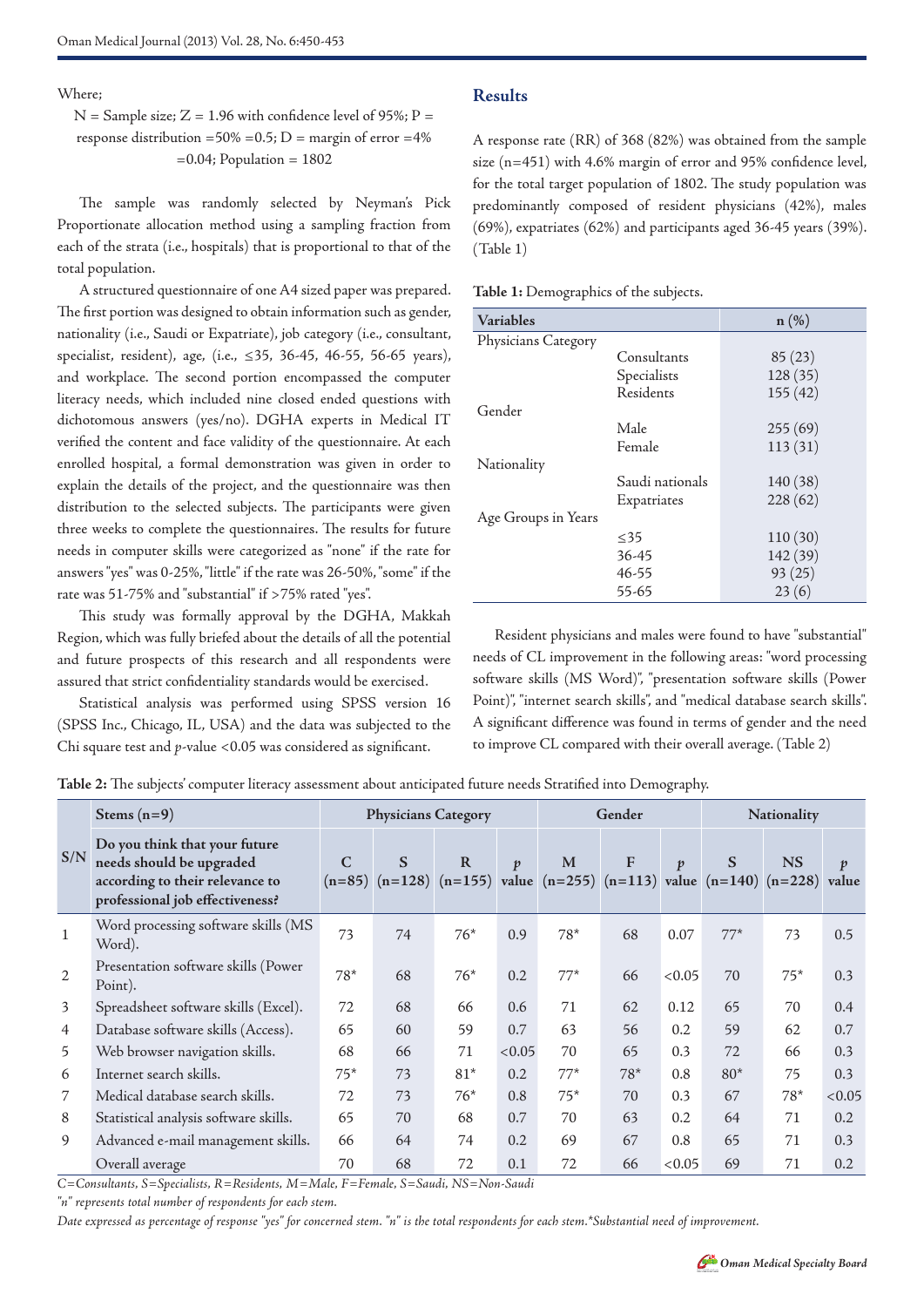Where;

N = Sample size; Z = 1.96 with confidence level of 95%; P = response distribution =50% =0.5; D = margin of error =4% =0.04; Population = 1802

The sample was randomly selected by Neyman's Pick Proportionate allocation method using a sampling fraction from each of the strata (i.e., hospitals) that is proportional to that of the total population.

A structured questionnaire of one A4 sized paper was prepared. The first portion was designed to obtain information such as gender, nationality (i.e., Saudi or Expatriate), job category (i.e., consultant, specialist, resident), age, (i.e., ≤35, 36-45, 46-55, 56-65 years), and workplace. The second portion encompassed the computer literacy needs, which included nine closed ended questions with dichotomous answers (yes/no). DGHA experts in Medical IT verified the content and face validity of the questionnaire. At each enrolled hospital, a formal demonstration was given in order to explain the details of the project, and the questionnaire was then distribution to the selected subjects. The participants were given three weeks to complete the questionnaires. The results for future needs in computer skills were categorized as "none" if the rate for answers "yes" was 0-25%, "little" if the rate was 26-50%, "some" if the rate was 51-75% and "substantial" if >75% rated "yes".

This study was formally approval by the DGHA, Makkah Region, which was fully briefed about the details of all the potential and future prospects of this research and all respondents were assured that strict confidentiality standards would be exercised.

Statistical analysis was performed using SPSS version 16 (SPSS Inc., Chicago, IL, USA) and the data was subjected to the Chi square test and *p*-value <0.05 was considered as significant.

## Results

A response rate (RR) of 368 (82%) was obtained from the sample size (n=451) with 4.6% margin of error and 95% confidence level, for the total target population of 1802. The study population was predominantly composed of resident physicians (42%), males (69%), expatriates (62%) and participants aged 36-45 years (39%). (Table 1)

**Table 1:** Demographics of the subjects.

| Variables | | n (%) |
|---|---|---|
| Physicians Category | | |
| | Consultants | 85 (23) |
| | Specialists | 128 (35) |
| | Residents | 155 (42) |
| Gender | | |
| | Male | 255 (69) |
| | Female | 113 (31) |
| Nationality | | |
| | Saudi nationals | 140 (38) |
| | Expatriates | 228 (62) |
| Age Groups in Years | | |
| | ≤35 | 110 (30) |
| | 36-45 | 142 (39) |
| | 46-55 | 93 (25) |
| | 55-65 | 23 (6) |

Resident physicians and males were found to have "substantial" needs of CL improvement in the following areas: "word processing software skills (MS Word)", "presentation software skills (Power Point)", "internet search skills", and "medical database search skills". A significant difference was found in terms of gender and the need to improve CL compared with their overall average. (Table 2)

**Table 2:** The subjects' computer literacy assessment about anticipated future needs Stratified into Demography.

| S/N | Stems (n=9) | Physicians Category | | | | Gender | | | Nationality | | |
|---|---|---|---|---|---|---|---|---|---|---|---|
| | **Do you think that your future needs should be upgraded according to their relevance to professional job effectiveness?** | **C (n=85)** | **S (n=128)** | **R (n=155)** | ***p* value** | **M (n=255)** | **F (n=113)** | ***p* value** | **S (n=140)** | **NS (n=228)** | ***p* value** |
| 1 | Word processing software skills (MS Word). | 73 | 74 | 76* | 0.9 | 78* | 68 | 0.07 | 77* | 73 | 0.5 |
| 2 | Presentation software skills (Power Point). | 78* | 68 | 76* | 0.2 | 77* | 66 | <0.05 | 70 | 75* | 0.3 |
| 3 | Spreadsheet software skills (Excel). | 72 | 68 | 66 | 0.6 | 71 | 62 | 0.12 | 65 | 70 | 0.4 |
| 4 | Database software skills (Access). | 65 | 60 | 59 | 0.7 | 63 | 56 | 0.2 | 59 | 62 | 0.7 |
| 5 | Web browser navigation skills. | 68 | 66 | 71 | <0.05 | 70 | 65 | 0.3 | 72 | 66 | 0.3 |
| 6 | Internet search skills. | 75* | 73 | 81* | 0.2 | 77* | 78* | 0.8 | 80* | 75 | 0.3 |
| 7 | Medical database search skills. | 72 | 73 | 76* | 0.8 | 75* | 70 | 0.3 | 67 | 78* | <0.05 |
| 8 | Statistical analysis software skills. | 65 | 70 | 68 | 0.7 | 70 | 63 | 0.2 | 64 | 71 | 0.2 |
| 9 | Advanced e-mail management skills. | 66 | 64 | 74 | 0.2 | 69 | 67 | 0.8 | 65 | 71 | 0.3 |
| | Overall average | 70 | 68 | 72 | 0.1 | 72 | 66 | <0.05 | 69 | 71 | 0.2 |

*C=Consultants, S=Specialists, R=Residents, M=Male, F=Female, S=Saudi, NS=Non-Saudi*

*"n" represents total number of respondents for each stem.*

*Date expressed as percentage of response "yes" for concerned stem. "n" is the total respondents for each stem.*Substantial need of improvement.*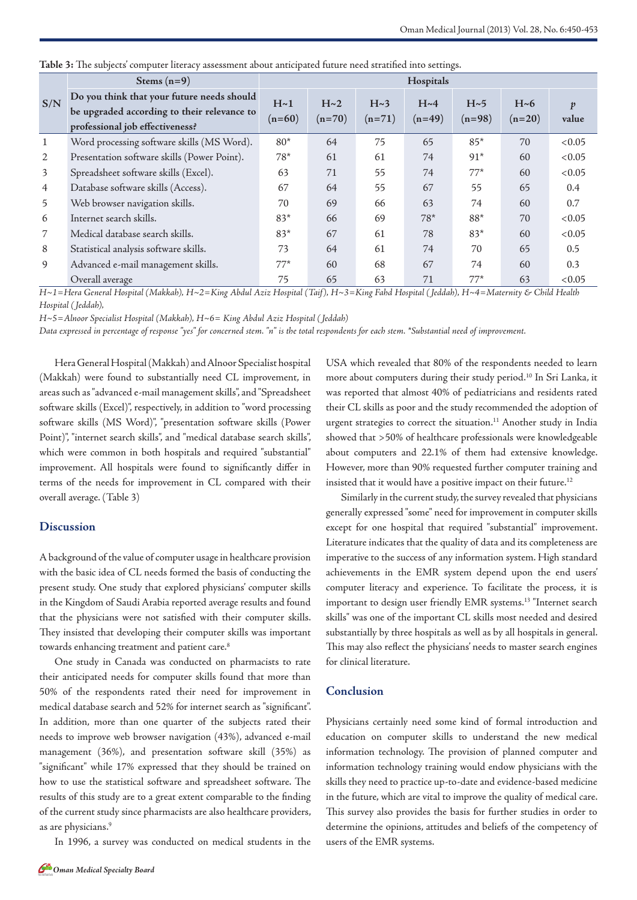**Table 3:** The subjects' computer literacy assessment about anticipated future need stratified into settings.

| S/N | Stems (n=9) Do you think that your future needs should be upgraded according to their relevance to professional job effectiveness? | Hospitals | | | | | | |
|---|---|---|---|---|---|---|---|---|
| | | H~1 (n=60) | H~2 (n=70) | H~3 (n=71) | H~4 (n=49) | H~5 (n=98) | H~6 (n=20) | *p* value |
| 1 | Word processing software skills (MS Word). | 80* | 64 | 75 | 65 | 85* | 70 | <0.05 |
| 2 | Presentation software skills (Power Point). | 78* | 61 | 61 | 74 | 91* | 60 | <0.05 |
| 3 | Spreadsheet software skills (Excel). | 63 | 71 | 55 | 74 | 77* | 60 | <0.05 |
| 4 | Database software skills (Access). | 67 | 64 | 55 | 67 | 55 | 65 | 0.4 |
| 5 | Web browser navigation skills. | 70 | 69 | 66 | 63 | 74 | 60 | 0.7 |
| 6 | Internet search skills. | 83* | 66 | 69 | 78* | 88* | 70 | <0.05 |
| 7 | Medical database search skills. | 83* | 67 | 61 | 78 | 83* | 60 | <0.05 |
| 8 | Statistical analysis software skills. | 73 | 64 | 61 | 74 | 70 | 65 | 0.5 |
| 9 | Advanced e-mail management skills. | 77* | 60 | 68 | 67 | 74 | 60 | 0.3 |
| | Overall average | 75 | 65 | 63 | 71 | 77* | 63 | <0.05 |

*H~1=Hera General Hospital (Makkah), H~2=King Abdul Aziz Hospital (Taif), H~3=King Fahd Hospital (Jeddah), H~4=Maternity & Child Health Hospital (Jeddah),*

*H~5=Alnoor Specialist Hospital (Makkah), H~6= King Abdul Aziz Hospital (Jeddah)*

*Data expressed in percentage of response "yes" for concerned stem. "n" is the total respondents for each stem. \*Substantial need of improvement.*

Hera General Hospital (Makkah) and Alnoor Specialist hospital (Makkah) were found to substantially need CL improvement, in areas such as "advanced e-mail management skills", and "Spreadsheet software skills (Excel)", respectively, in addition to "word processing software skills (MS Word)", "presentation software skills (Power Point)", "internet search skills", and "medical database search skills", which were common in both hospitals and required "substantial" improvement. All hospitals were found to significantly differ in terms of the needs for improvement in CL compared with their overall average. (Table 3)

## Discussion

A background of the value of computer usage in healthcare provision with the basic idea of CL needs formed the basis of conducting the present study. One study that explored physicians' computer skills in the Kingdom of Saudi Arabia reported average results and found that the physicians were not satisfied with their computer skills. They insisted that developing their computer skills was important towards enhancing treatment and patient care.[8]

One study in Canada was conducted on pharmacists to rate their anticipated needs for computer skills found that more than 50% of the respondents rated their need for improvement in medical database search and 52% for internet search as "significant". In addition, more than one quarter of the subjects rated their needs to improve web browser navigation (43%), advanced e-mail management (36%), and presentation software skill (35%) as "significant" while 17% expressed that they should be trained on how to use the statistical software and spreadsheet software. The results of this study are to a great extent comparable to the finding of the current study since pharmacists are also healthcare providers, as are physicians.[9]

In 1996, a survey was conducted on medical students in the USA which revealed that 80% of the respondents needed to learn more about computers during their study period.[10] In Sri Lanka, it was reported that almost 40% of pediatricians and residents rated their CL skills as poor and the study recommended the adoption of urgent strategies to correct the situation.[11] Another study in India showed that >50% of healthcare professionals were knowledgeable about computers and 22.1% of them had extensive knowledge. However, more than 90% requested further computer training and insisted that it would have a positive impact on their future.[12]

Similarly in the current study, the survey revealed that physicians generally expressed "some" need for improvement in computer skills except for one hospital that required "substantial" improvement. Literature indicates that the quality of data and its completeness are imperative to the success of any information system. High standard achievements in the EMR system depend upon the end users' computer literacy and experience. To facilitate the process, it is important to design user friendly EMR systems.[13] "Internet search skills" was one of the important CL skills most needed and desired substantially by three hospitals as well as by all hospitals in general. This may also reflect the physicians' needs to master search engines for clinical literature.

## Conclusion

Physicians certainly need some kind of formal introduction and education on computer skills to understand the new medical information technology. The provision of planned computer and information technology training would endow physicians with the skills they need to practice up-to-date and evidence-based medicine in the future, which are vital to improve the quality of medical care. This survey also provides the basis for further studies in order to determine the opinions, attitudes and beliefs of the competency of users of the EMR systems.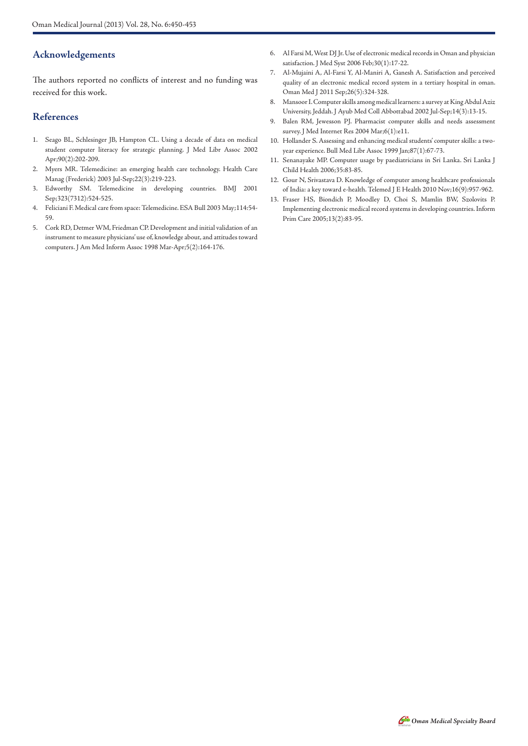## Acknowledgements

The authors reported no conflicts of interest and no funding was received for this work.

## References

1. Seago BL, Schlesinger JB, Hampton CL. Using a decade of data on medical student computer literacy for strategic planning. J Med Libr Assoc 2002 Apr;90(2):202-209.
2. Myers MR. Telemedicine: an emerging health care technology. Health Care Manag (Frederick) 2003 Jul-Sep;22(3):219-223.
3. Edworthy SM. Telemedicine in developing countries. BMJ 2001 Sep;323(7312):524-525.
4. Feliciani F. Medical care from space: Telemedicine. ESA Bull 2003 May;114:54-59.
5. Cork RD, Detmer WM, Friedman CP. Development and initial validation of an instrument to measure physicians' use of, knowledge about, and attitudes toward computers. J Am Med Inform Assoc 1998 Mar-Apr;5(2):164-176.
6. Al Farsi M, West DJ Jr. Use of electronic medical records in Oman and physician satisfaction. J Med Syst 2006 Feb;30(1):17-22.
7. Al-Mujaini A, Al-Farsi Y, Al-Maniri A, Ganesh A. Satisfaction and perceived quality of an electronic medical record system in a tertiary hospital in oman. Oman Med J 2011 Sep;26(5):324-328.
8. Mansoor I. Computer skills among medical learners: a survey at King Abdul Aziz University, Jeddah. J Ayub Med Coll Abbottabad 2002 Jul-Sep;14(3):13-15.
9. Balen RM, Jewesson PJ. Pharmacist computer skills and needs assessment survey. J Med Internet Res 2004 Mar;6(1):e11.
10. Hollander S. Assessing and enhancing medical students' computer skills: a two-year experience. Bull Med Libr Assoc 1999 Jan;87(1):67-73.
11. Senanayake MP. Computer usage by paediatricians in Sri Lanka. Sri Lanka J Child Health 2006;35:83-85.
12. Gour N, Srivastava D. Knowledge of computer among healthcare professionals of India: a key toward e-health. Telemed J E Health 2010 Nov;16(9):957-962.
13. Fraser HS, Biondich P, Moodley D, Choi S, Mamlin BW, Szolovits P. Implementing electronic medical record systems in developing countries. Inform Prim Care 2005;13(2):83-95.